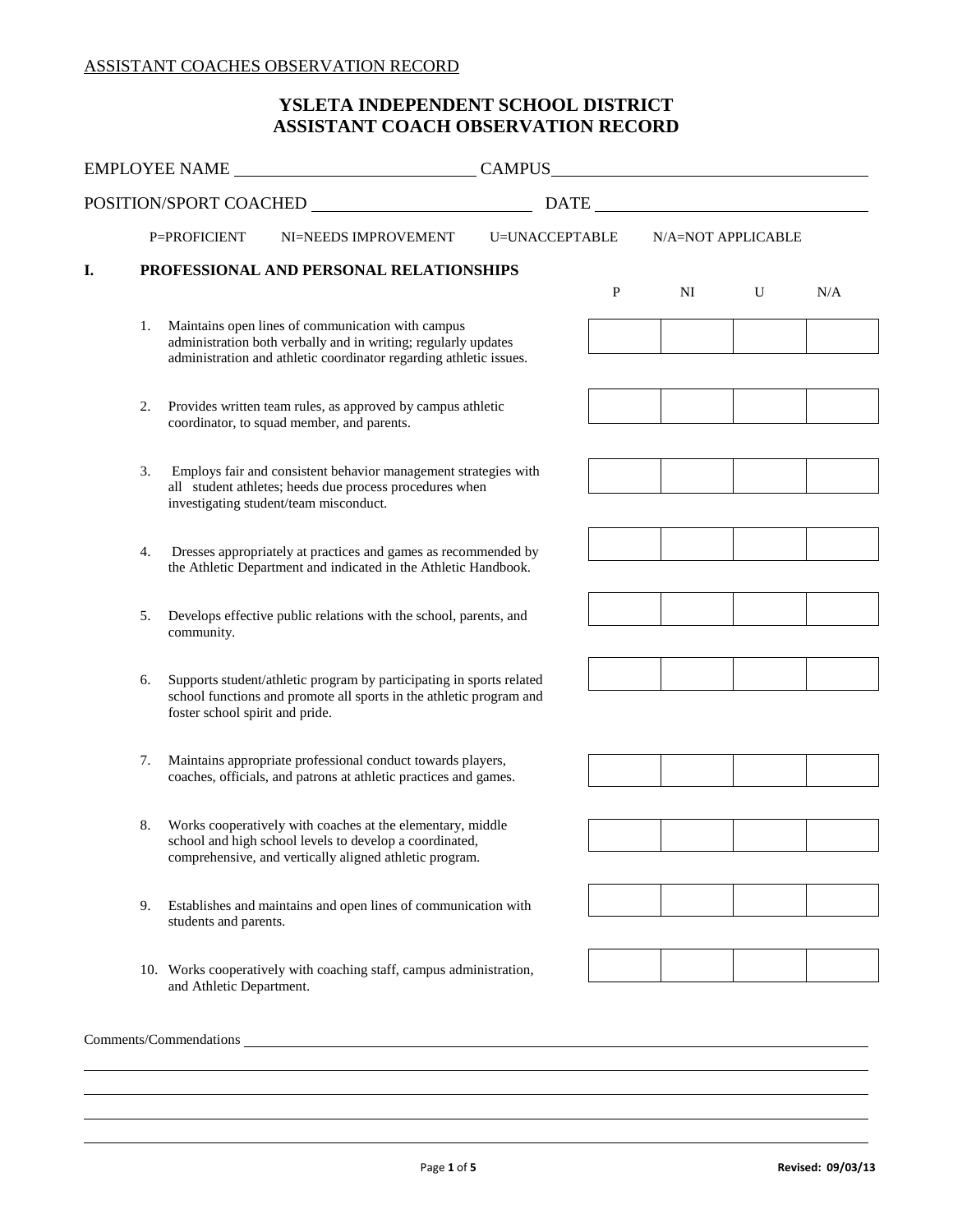ASSISTANT COACHES OBSERVATION RECORD

# YSLETA INDEPENDENT SCHOOL DISTRICT
# ASSISTANT COACH OBSERVATION RECORD

EMPLOYEE NAME ______________________ CAMPUS ______________________

POSITION/SPORT COACHED ______________________ DATE ______________________

P=PROFICIENT NI=NEEDS IMPROVEMENT U=UNACCEPTABLE N/A=NOT APPLICABLE

## I. PROFESSIONAL AND PERSONAL RELATIONSHIPS

| | P | NI | U | N/A |
|---|---|---|---|---|
| 1. Maintains open lines of communication with campus administration both verbally and in writing; regularly updates administration and athletic coordinator regarding athletic issues. | | | | |
| 2. Provides written team rules, as approved by campus athletic coordinator, to squad member, and parents. | | | | |
| 3. Employs fair and consistent behavior management strategies with all student athletes; heeds due process procedures when investigating student/team misconduct. | | | | |
| 4. Dresses appropriately at practices and games as recommended by the Athletic Department and indicated in the Athletic Handbook. | | | | |
| 5. Develops effective public relations with the school, parents, and community. | | | | |
| 6. Supports student/athletic program by participating in sports related school functions and promote all sports in the athletic program and foster school spirit and pride. | | | | |
| 7. Maintains appropriate professional conduct towards players, coaches, officials, and patrons at athletic practices and games. | | | | |
| 8. Works cooperatively with coaches at the elementary, middle school and high school levels to develop a coordinated, comprehensive, and vertically aligned athletic program. | | | | |
| 9. Establishes and maintains and open lines of communication with students and parents. | | | | |
| 10. Works cooperatively with coaching staff, campus administration, and Athletic Department. | | | | |

Comments/Commendations ______________________________________________

______________________________________________

______________________________________________

______________________________________________

______________________________________________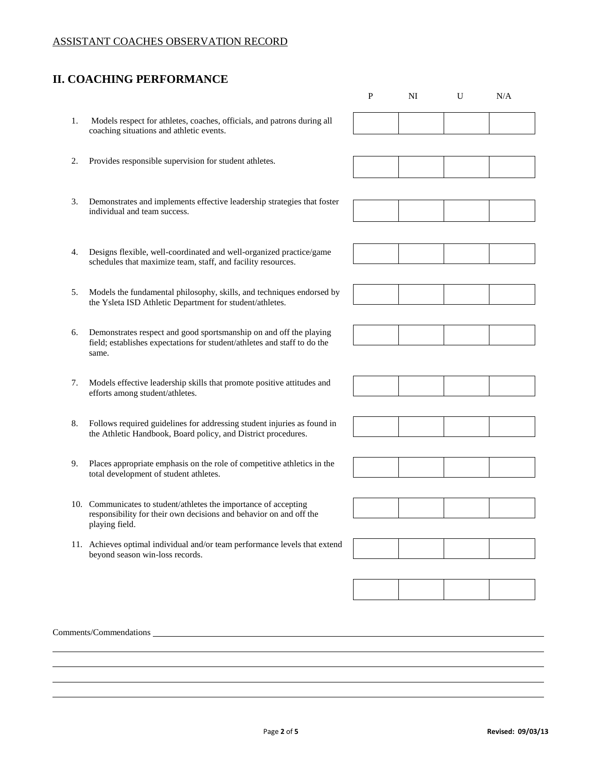ASSISTANT COACHES OBSERVATION RECORD

## II. COACHING PERFORMANCE

| | P | NI | U | N/A |
|---|---|---|---|---|
| 1. Models respect for athletes, coaches, officials, and patrons during all coaching situations and athletic events. | | | | |
| 2. Provides responsible supervision for student athletes. | | | | |
| 3. Demonstrates and implements effective leadership strategies that foster individual and team success. | | | | |
| 4. Designs flexible, well-coordinated and well-organized practice/game schedules that maximize team, staff, and facility resources. | | | | |
| 5. Models the fundamental philosophy, skills, and techniques endorsed by the Ysleta ISD Athletic Department for student/athletes. | | | | |
| 6. Demonstrates respect and good sportsmanship on and off the playing field; establishes expectations for student/athletes and staff to do the same. | | | | |
| 7. Models effective leadership skills that promote positive attitudes and efforts among student/athletes. | | | | |
| 8. Follows required guidelines for addressing student injuries as found in the Athletic Handbook, Board policy, and District procedures. | | | | |
| 9. Places appropriate emphasis on the role of competitive athletics in the total development of student athletes. | | | | |
| 10. Communicates to student/athletes the importance of accepting responsibility for their own decisions and behavior on and off the playing field. | | | | |
| 11. Achieves optimal individual and/or team performance levels that extend beyond season win-loss records. | | | | |
| | | | | |

Comments/Commendations \_\_\_\_\_\_\_\_\_\_\_\_\_\_\_\_\_\_\_\_\_\_\_\_\_\_\_\_\_\_\_\_\_\_\_\_\_\_\_\_

\_\_\_\_\_\_\_\_\_\_\_\_\_\_\_\_\_\_\_\_\_\_\_\_\_\_\_\_\_\_\_\_\_\_\_\_\_\_\_\_\_\_\_\_\_\_\_\_\_\_\_\_\_\_\_\_\_\_

\_\_\_\_\_\_\_\_\_\_\_\_\_\_\_\_\_\_\_\_\_\_\_\_\_\_\_\_\_\_\_\_\_\_\_\_\_\_\_\_\_\_\_\_\_\_\_\_\_\_\_\_\_\_\_\_\_\_

\_\_\_\_\_\_\_\_\_\_\_\_\_\_\_\_\_\_\_\_\_\_\_\_\_\_\_\_\_\_\_\_\_\_\_\_\_\_\_\_\_\_\_\_\_\_\_\_\_\_\_\_\_\_\_\_\_\_

\_\_\_\_\_\_\_\_\_\_\_\_\_\_\_\_\_\_\_\_\_\_\_\_\_\_\_\_\_\_\_\_\_\_\_\_\_\_\_\_\_\_\_\_\_\_\_\_\_\_\_\_\_\_\_\_\_\_

Revised: 09/03/13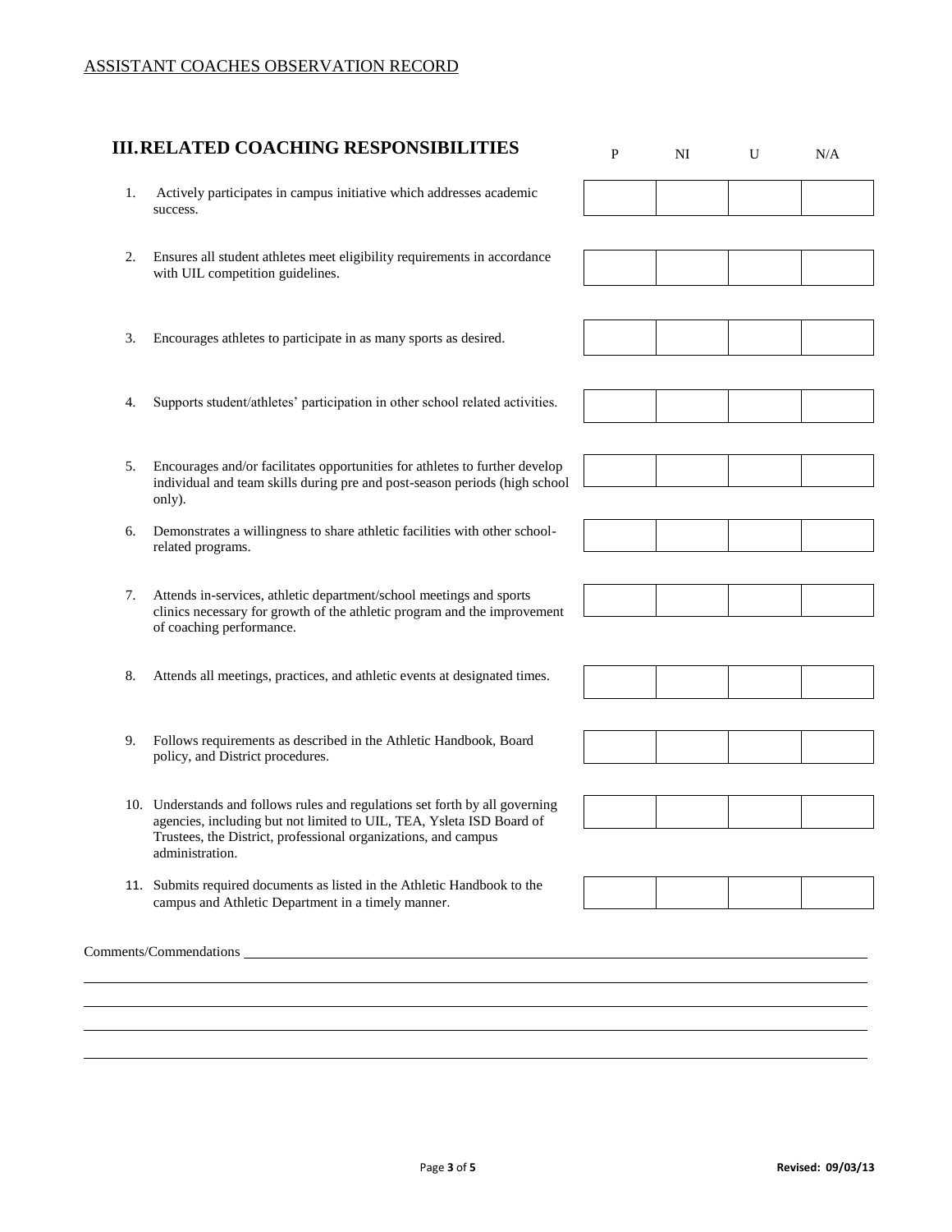ASSISTANT COACHES OBSERVATION RECORD

## III. RELATED COACHING RESPONSIBILITIES

| | P | NI | U | N/A |
|---|---|---|---|---|
| 1. Actively participates in campus initiative which addresses academic success. | | | | |
| 2. Ensures all student athletes meet eligibility requirements in accordance with UIL competition guidelines. | | | | |
| 3. Encourages athletes to participate in as many sports as desired. | | | | |
| 4. Supports student/athletes' participation in other school related activities. | | | | |
| 5. Encourages and/or facilitates opportunities for athletes to further develop individual and team skills during pre and post-season periods (high school only). | | | | |
| 6. Demonstrates a willingness to share athletic facilities with other school-related programs. | | | | |
| 7. Attends in-services, athletic department/school meetings and sports clinics necessary for growth of the athletic program and the improvement of coaching performance. | | | | |
| 8. Attends all meetings, practices, and athletic events at designated times. | | | | |
| 9. Follows requirements as described in the Athletic Handbook, Board policy, and District procedures. | | | | |
| 10. Understands and follows rules and regulations set forth by all governing agencies, including but not limited to UIL, TEA, Ysleta ISD Board of Trustees, the District, professional organizations, and campus administration. | | | | |
| 11. Submits required documents as listed in the Athletic Handbook to the campus and Athletic Department in a timely manner. | | | | |

Comments/Commendations ______________________________________________

______________________________________________

______________________________________________

______________________________________________

______________________________________________

Revised: 09/03/13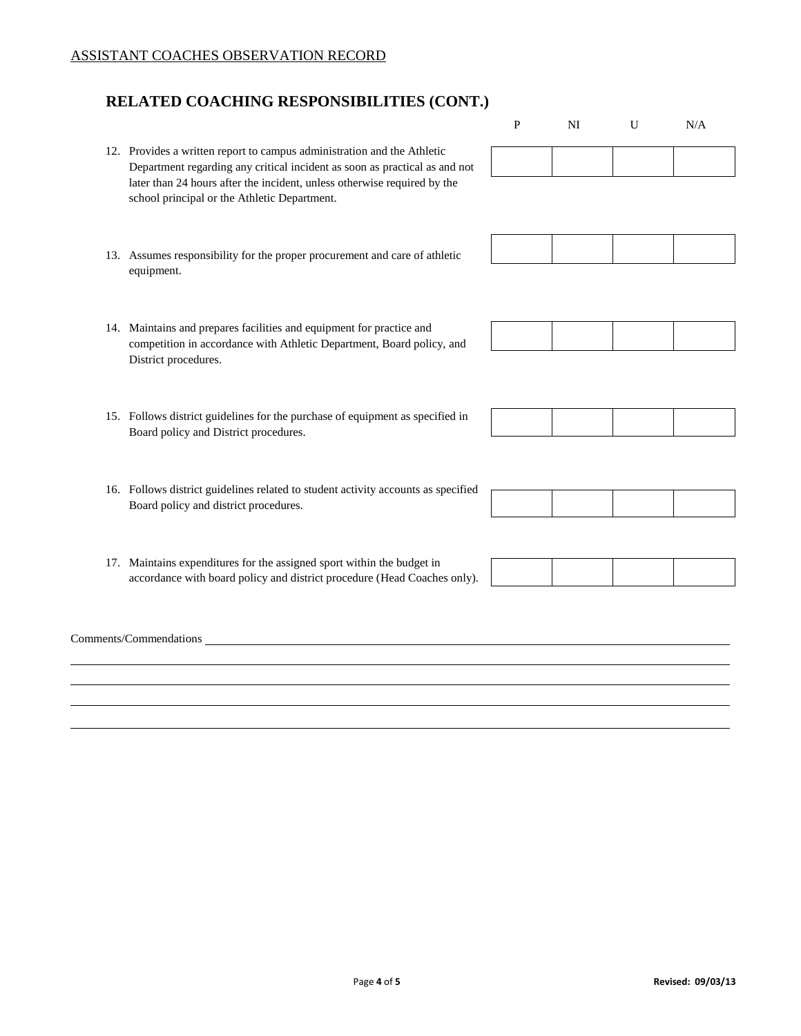ASSISTANT COACHES OBSERVATION RECORD

## RELATED COACHING RESPONSIBILITIES (CONT.)

| | P | NI | U | N/A |
|---|---|---|---|---|
| 12. Provides a written report to campus administration and the Athletic Department regarding any critical incident as soon as practical as and not later than 24 hours after the incident, unless otherwise required by the school principal or the Athletic Department. | | | | |
| 13. Assumes responsibility for the proper procurement and care of athletic equipment. | | | | |
| 14. Maintains and prepares facilities and equipment for practice and competition in accordance with Athletic Department, Board policy, and District procedures. | | | | |
| 15. Follows district guidelines for the purchase of equipment as specified in Board policy and District procedures. | | | | |
| 16. Follows district guidelines related to student activity accounts as specified Board policy and district procedures. | | | | |
| 17. Maintains expenditures for the assigned sport within the budget in accordance with board policy and district procedure (Head Coaches only). | | | | |

Comments/Commendations \_\_\_\_\_\_\_\_\_\_\_\_\_\_\_\_\_\_\_\_\_\_\_\_\_\_\_\_\_\_\_\_\_\_\_\_\_\_\_\_\_\_\_\_\_\_\_\_\_\_\_\_\_\_\_\_\_\_\_\_

\_\_\_\_\_\_\_\_\_\_\_\_\_\_\_\_\_\_\_\_\_\_\_\_\_\_\_\_\_\_\_\_\_\_\_\_\_\_\_\_\_\_\_\_\_\_\_\_\_\_\_\_\_\_\_\_\_\_\_\_\_\_\_\_\_\_\_\_\_\_\_\_\_\_\_\_\_\_

\_\_\_\_\_\_\_\_\_\_\_\_\_\_\_\_\_\_\_\_\_\_\_\_\_\_\_\_\_\_\_\_\_\_\_\_\_\_\_\_\_\_\_\_\_\_\_\_\_\_\_\_\_\_\_\_\_\_\_\_\_\_\_\_\_\_\_\_\_\_\_\_\_\_\_\_\_\_

\_\_\_\_\_\_\_\_\_\_\_\_\_\_\_\_\_\_\_\_\_\_\_\_\_\_\_\_\_\_\_\_\_\_\_\_\_\_\_\_\_\_\_\_\_\_\_\_\_\_\_\_\_\_\_\_\_\_\_\_\_\_\_\_\_\_\_\_\_\_\_\_\_\_\_\_\_\_

\_\_\_\_\_\_\_\_\_\_\_\_\_\_\_\_\_\_\_\_\_\_\_\_\_\_\_\_\_\_\_\_\_\_\_\_\_\_\_\_\_\_\_\_\_\_\_\_\_\_\_\_\_\_\_\_\_\_\_\_\_\_\_\_\_\_\_\_\_\_\_\_\_\_\_\_\_\_

Revised: 09/03/13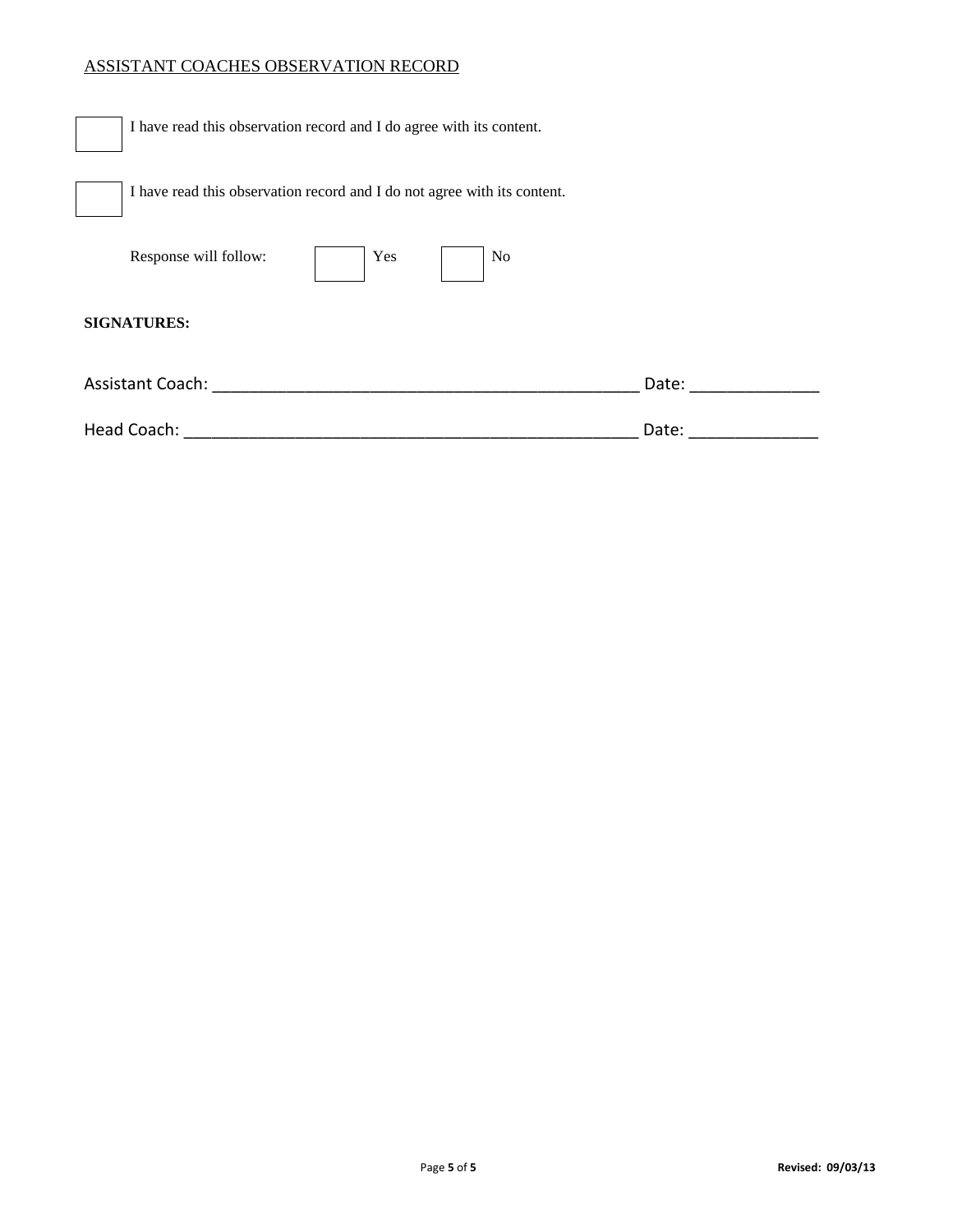ASSISTANT COACHES OBSERVATION RECORD

☐ I have read this observation record and I do agree with its content.

☐ I have read this observation record and I do not agree with its content.

Response will follow: ☐ Yes ☐ No

**SIGNATURES:**

Assistant Coach: _______________________________________________ Date: ______________

Head Coach: ___________________________________________________ Date: ______________

Revised: 09/03/13